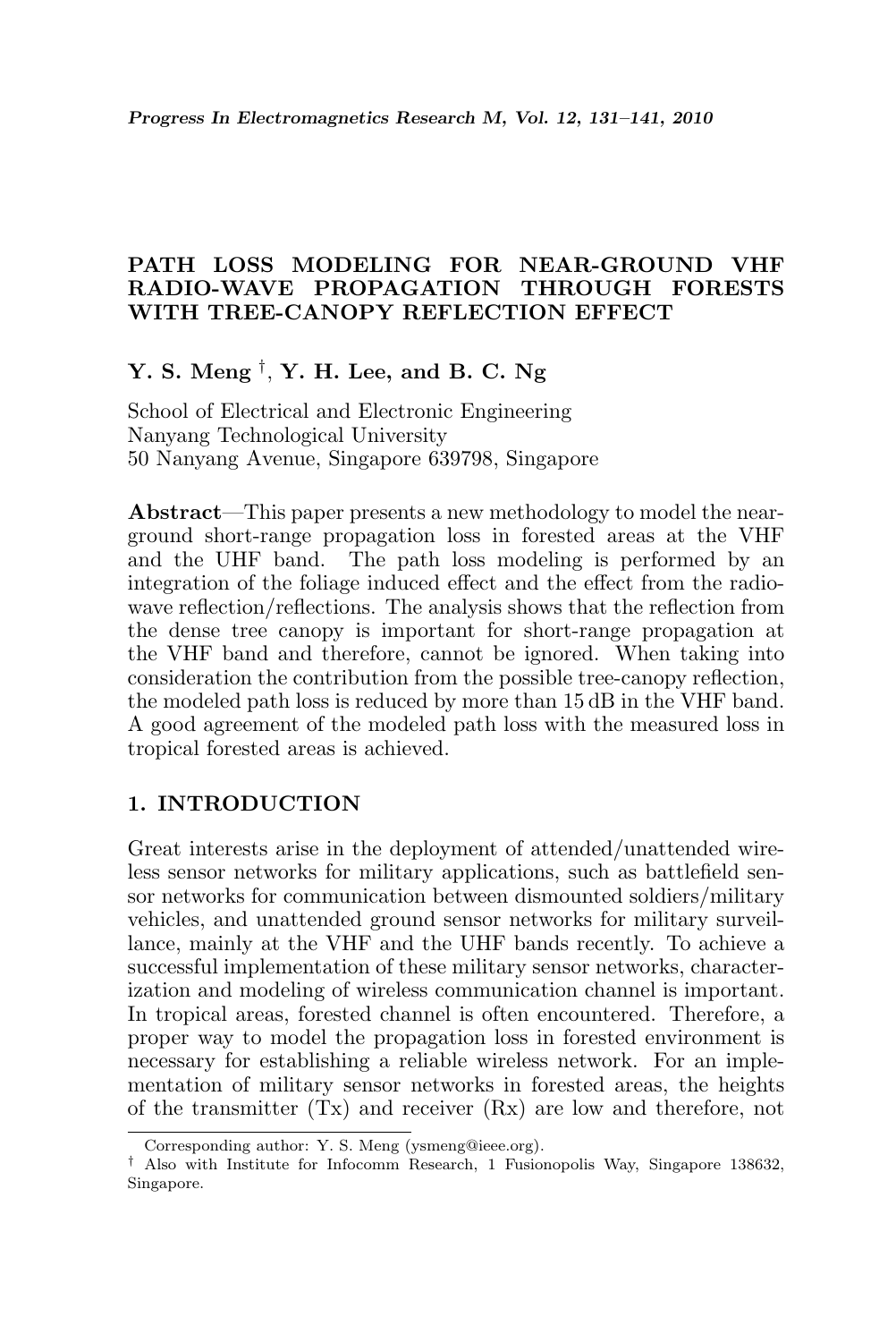# PATH LOSS MODELING FOR NEAR-GROUND VHF RADIO-WAVE PROPAGATION THROUGH FORESTS WITH TREE-CANOPY REFLECTION EFFECT

**Y. S. Meng †, Y. H. Lee, and B. C. Ng**

School of Electrical and Electronic Engineering
Nanyang Technological University
50 Nanyang Avenue, Singapore 639798, Singapore

**Abstract**—This paper presents a new methodology to model the near-ground short-range propagation loss in forested areas at the VHF and the UHF band. The path loss modeling is performed by an integration of the foliage induced effect and the effect from the radio-wave reflection/reflections. The analysis shows that the reflection from the dense tree canopy is important for short-range propagation at the VHF band and therefore, cannot be ignored. When taking into consideration the contribution from the possible tree-canopy reflection, the modeled path loss is reduced by more than 15 dB in the VHF band. A good agreement of the modeled path loss with the measured loss in tropical forested areas is achieved.

## 1. INTRODUCTION

Great interests arise in the deployment of attended/unattended wireless sensor networks for military applications, such as battlefield sensor networks for communication between dismounted soldiers/military vehicles, and unattended ground sensor networks for military surveillance, mainly at the VHF and the UHF bands recently. To achieve a successful implementation of these military sensor networks, characterization and modeling of wireless communication channel is important. In tropical areas, forested channel is often encountered. Therefore, a proper way to model the propagation loss in forested environment is necessary for establishing a reliable wireless network. For an implementation of military sensor networks in forested areas, the heights of the transmitter (Tx) and receiver (Rx) are low and therefore, not

Corresponding author: Y. S. Meng (ysmeng@ieee.org).

† Also with Institute for Infocomm Research, 1 Fusionopolis Way, Singapore 138632, Singapore.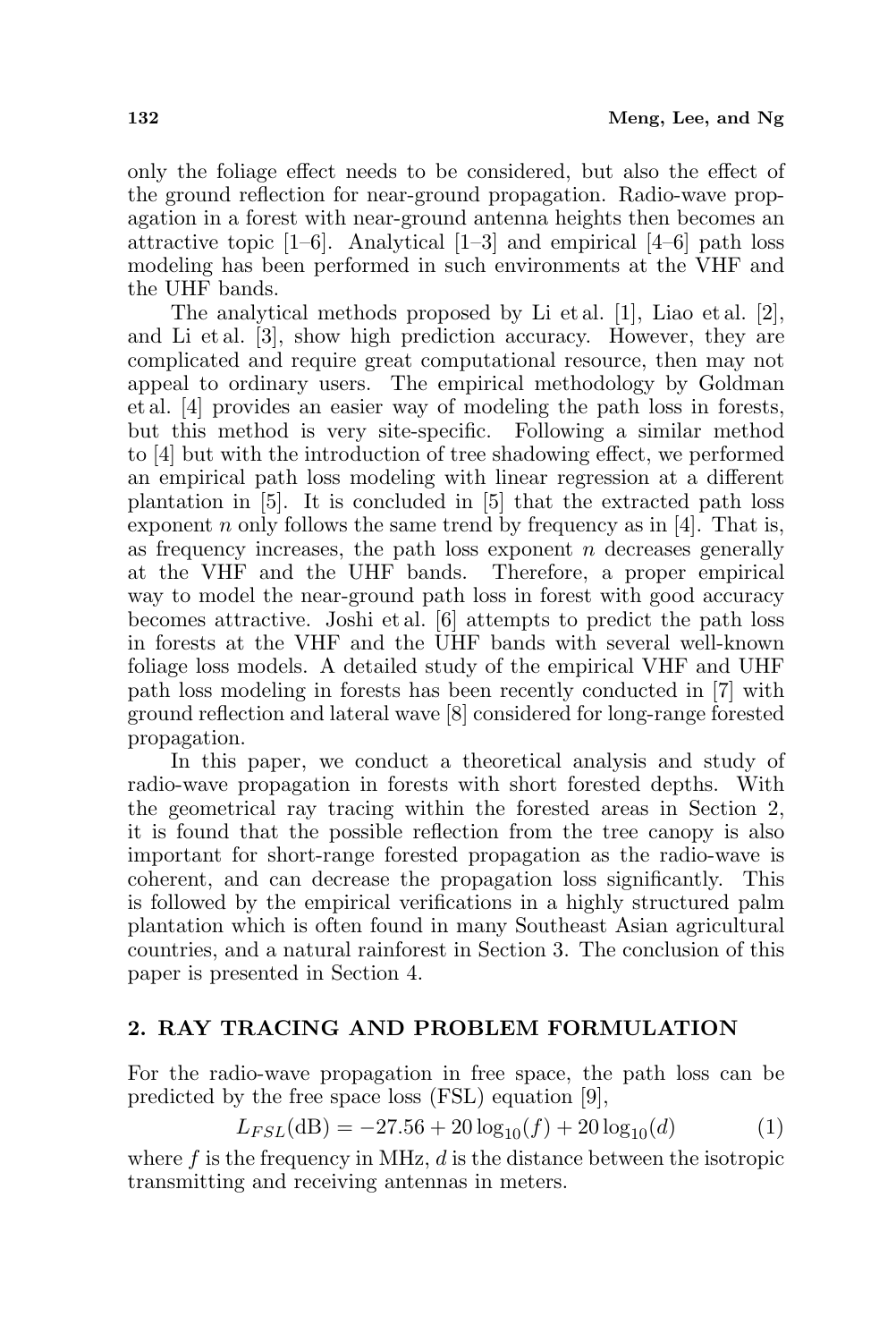only the foliage effect needs to be considered, but also the effect of the ground reflection for near-ground propagation. Radio-wave propagation in a forest with near-ground antenna heights then becomes an attractive topic [1–6]. Analytical [1–3] and empirical [4–6] path loss modeling has been performed in such environments at the VHF and the UHF bands.

The analytical methods proposed by Li et al. [1], Liao et al. [2], and Li et al. [3], show high prediction accuracy. However, they are complicated and require great computational resource, then may not appeal to ordinary users. The empirical methodology by Goldman et al. [4] provides an easier way of modeling the path loss in forests, but this method is very site-specific. Following a similar method to [4] but with the introduction of tree shadowing effect, we performed an empirical path loss modeling with linear regression at a different plantation in [5]. It is concluded in [5] that the extracted path loss exponent $n$ only follows the same trend by frequency as in [4]. That is, as frequency increases, the path loss exponent $n$ decreases generally at the VHF and the UHF bands. Therefore, a proper empirical way to model the near-ground path loss in forest with good accuracy becomes attractive. Joshi et al. [6] attempts to predict the path loss in forests at the VHF and the UHF bands with several well-known foliage loss models. A detailed study of the empirical VHF and UHF path loss modeling in forests has been recently conducted in [7] with ground reflection and lateral wave [8] considered for long-range forested propagation.

In this paper, we conduct a theoretical analysis and study of radio-wave propagation in forests with short forested depths. With the geometrical ray tracing within the forested areas in Section 2, it is found that the possible reflection from the tree canopy is also important for short-range forested propagation as the radio-wave is coherent, and can decrease the propagation loss significantly. This is followed by the empirical verifications in a highly structured palm plantation which is often found in many Southeast Asian agricultural countries, and a natural rainforest in Section 3. The conclusion of this paper is presented in Section 4.

## 2. RAY TRACING AND PROBLEM FORMULATION

For the radio-wave propagation in free space, the path loss can be predicted by the free space loss (FSL) equation [9],

$$L_{FSL}(\text{dB}) = -27.56 + 20\log_{10}(f) + 20\log_{10}(d) \tag{1}$$

where $f$ is the frequency in MHz, $d$ is the distance between the isotropic transmitting and receiving antennas in meters.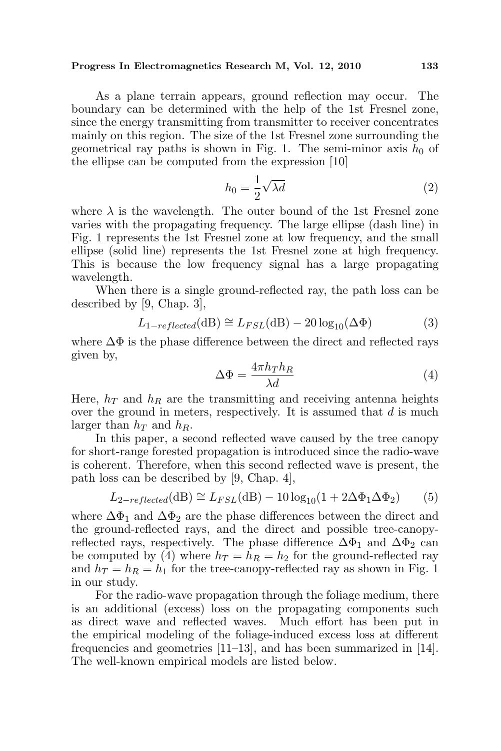As a plane terrain appears, ground reflection may occur. The boundary can be determined with the help of the 1st Fresnel zone, since the energy transmitting from transmitter to receiver concentrates mainly on this region. The size of the 1st Fresnel zone surrounding the geometrical ray paths is shown in Fig. 1. The semi-minor axis $h_0$ of the ellipse can be computed from the expression [10]

$$h_0 = \frac{1}{2}\sqrt{\lambda d} \tag{2}$$

where $\lambda$ is the wavelength. The outer bound of the 1st Fresnel zone varies with the propagating frequency. The large ellipse (dash line) in Fig. 1 represents the 1st Fresnel zone at low frequency, and the small ellipse (solid line) represents the 1st Fresnel zone at high frequency. This is because the low frequency signal has a large propagating wavelength.

When there is a single ground-reflected ray, the path loss can be described by [9, Chap. 3],

$$L_{1-reflected}(\text{dB}) \cong L_{FSL}(\text{dB}) - 20\log_{10}(\Delta\Phi) \tag{3}$$

where $\Delta\Phi$ is the phase difference between the direct and reflected rays given by,

$$\Delta\Phi = \frac{4\pi h_T h_R}{\lambda d} \tag{4}$$

Here, $h_T$ and $h_R$ are the transmitting and receiving antenna heights over the ground in meters, respectively. It is assumed that $d$ is much larger than $h_T$ and $h_R$.

In this paper, a second reflected wave caused by the tree canopy for short-range forested propagation is introduced since the radio-wave is coherent. Therefore, when this second reflected wave is present, the path loss can be described by [9, Chap. 4],

$$L_{2-reflected}(\text{dB}) \cong L_{FSL}(\text{dB}) - 10\log_{10}(1 + 2\Delta\Phi_1\Delta\Phi_2) \tag{5}$$

where $\Delta\Phi_1$ and $\Delta\Phi_2$ are the phase differences between the direct and the ground-reflected rays, and the direct and possible tree-canopy-reflected rays, respectively. The phase difference $\Delta\Phi_1$ and $\Delta\Phi_2$ can be computed by (4) where $h_T = h_R = h_2$ for the ground-reflected ray and $h_T = h_R = h_1$ for the tree-canopy-reflected ray as shown in Fig. 1 in our study.

For the radio-wave propagation through the foliage medium, there is an additional (excess) loss on the propagating components such as direct wave and reflected waves. Much effort has been put in the empirical modeling of the foliage-induced excess loss at different frequencies and geometries [11–13], and has been summarized in [14]. The well-known empirical models are listed below.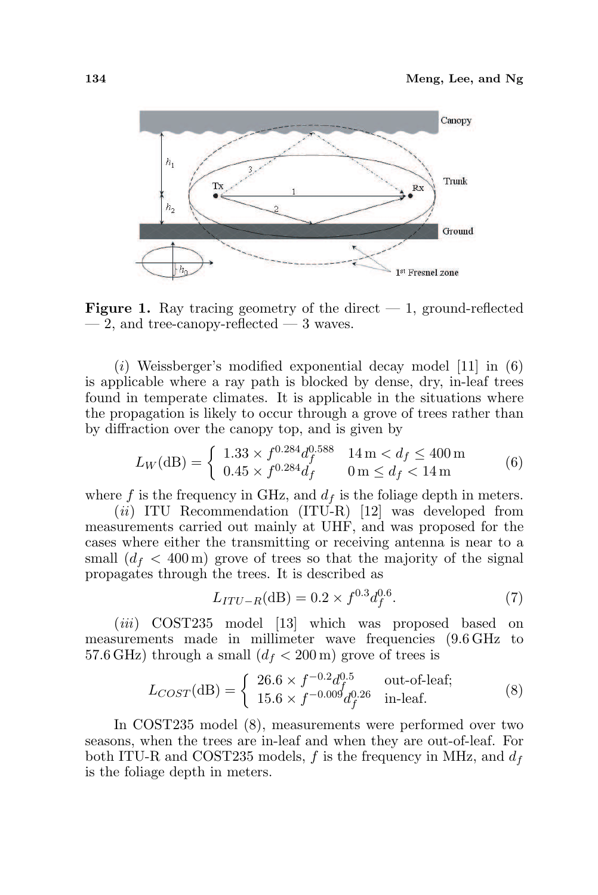**Figure 1.** Ray tracing geometry of the direct — 1, ground-reflected — 2, and tree-canopy-reflected — 3 waves.

(*i*) Weissberger's modified exponential decay model [11] in (6) is applicable where a ray path is blocked by dense, dry, in-leaf trees found in temperate climates. It is applicable in the situations where the propagation is likely to occur through a grove of trees rather than by diffraction over the canopy top, and is given by

$$L_W(\text{dB}) = \begin{cases} 1.33 \times f^{0.284} d_f^{0.588} & 14\,\text{m} < d_f \leq 400\,\text{m} \\ 0.45 \times f^{0.284} d_f & 0\,\text{m} \leq d_f < 14\,\text{m} \end{cases} \tag{6}$$

where $f$ is the frequency in GHz, and $d_f$ is the foliage depth in meters.

(*ii*) ITU Recommendation (ITU-R) [12] was developed from measurements carried out mainly at UHF, and was proposed for the cases where either the transmitting or receiving antenna is near to a small ($d_f < 400\,\text{m}$) grove of trees so that the majority of the signal propagates through the trees. It is described as

$$L_{ITU-R}(\text{dB}) = 0.2 \times f^{0.3} d_f^{0.6}. \tag{7}$$

(*iii*) COST235 model [13] which was proposed based on measurements made in millimeter wave frequencies (9.6 GHz to 57.6 GHz) through a small ($d_f < 200\,\text{m}$) grove of trees is

$$L_{COST}(\text{dB}) = \begin{cases} 26.6 \times f^{-0.2} d_f^{0.5} & \text{out-of-leaf;} \\ 15.6 \times f^{-0.009} d_f^{0.26} & \text{in-leaf.} \end{cases} \tag{8}$$

In COST235 model (8), measurements were performed over two seasons, when the trees are in-leaf and when they are out-of-leaf. For both ITU-R and COST235 models, $f$ is the frequency in MHz, and $d_f$ is the foliage depth in meters.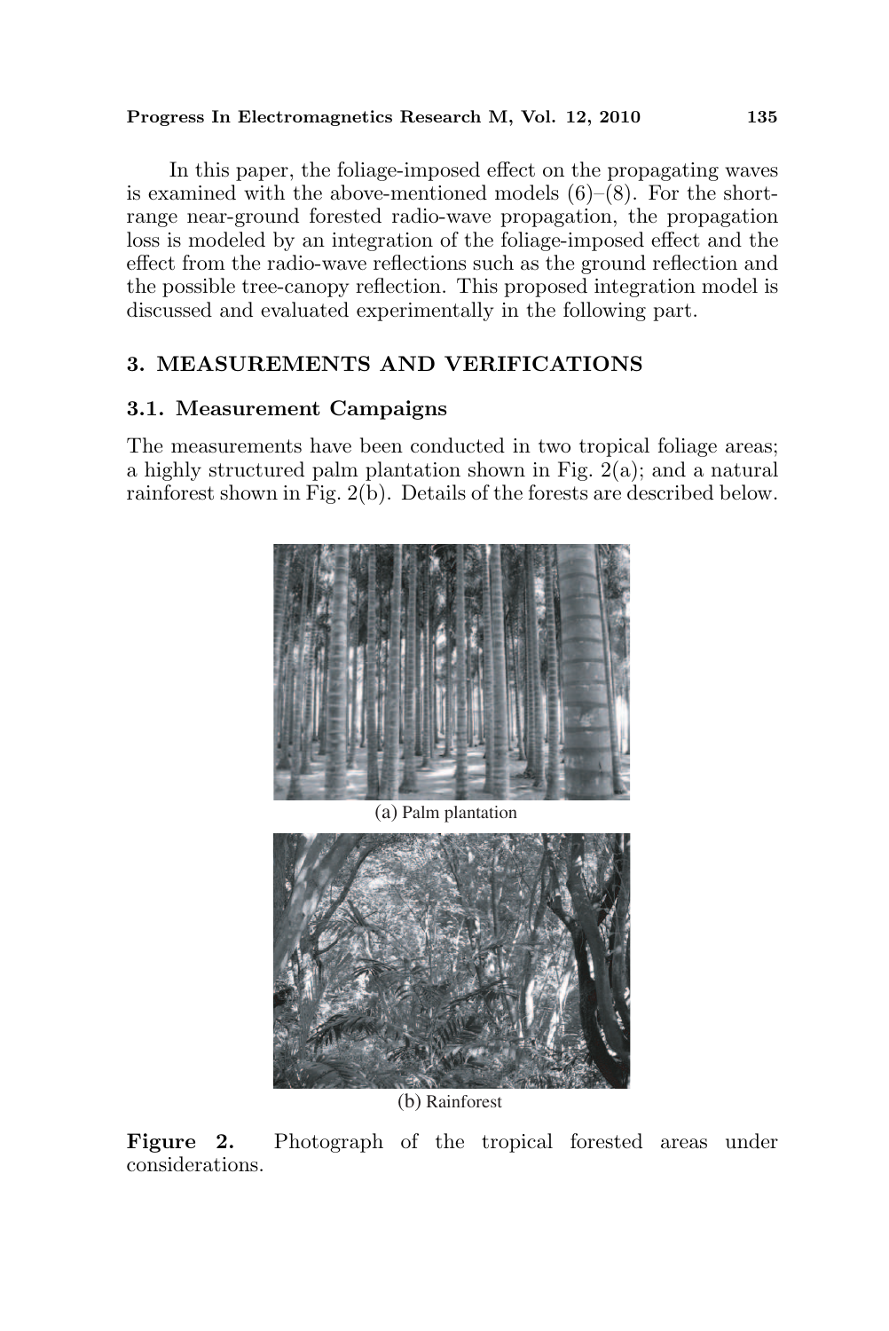In this paper, the foliage-imposed effect on the propagating waves is examined with the above-mentioned models (6)–(8). For the short-range near-ground forested radio-wave propagation, the propagation loss is modeled by an integration of the foliage-imposed effect and the effect from the radio-wave reflections such as the ground reflection and the possible tree-canopy reflection. This proposed integration model is discussed and evaluated experimentally in the following part.

## 3. MEASUREMENTS AND VERIFICATIONS

### 3.1. Measurement Campaigns

The measurements have been conducted in two tropical foliage areas; a highly structured palm plantation shown in Fig. 2(a); and a natural rainforest shown in Fig. 2(b). Details of the forests are described below.

(a) Palm plantation

(b) Rainforest

**Figure 2.** Photograph of the tropical forested areas under considerations.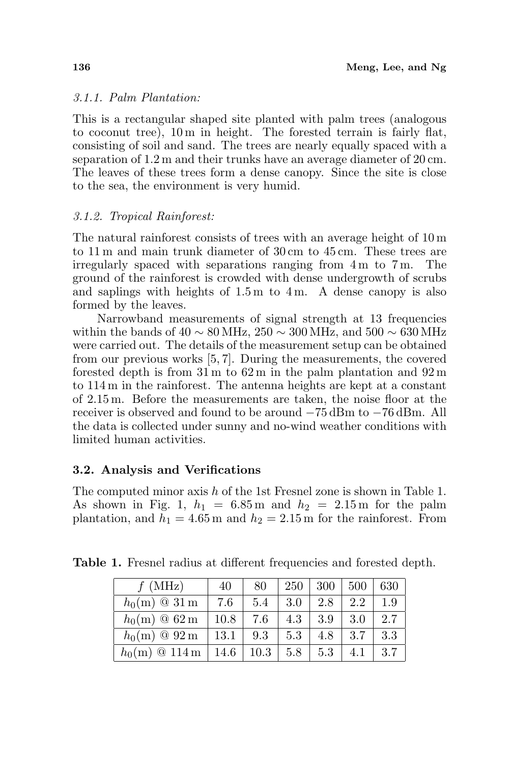#### 3.1.1. Palm Plantation:

This is a rectangular shaped site planted with palm trees (analogous to coconut tree), 10 m in height. The forested terrain is fairly flat, consisting of soil and sand. The trees are nearly equally spaced with a separation of 1.2 m and their trunks have an average diameter of 20 cm. The leaves of these trees form a dense canopy. Since the site is close to the sea, the environment is very humid.

#### 3.1.2. Tropical Rainforest:

The natural rainforest consists of trees with an average height of 10 m to 11 m and main trunk diameter of 30 cm to 45 cm. These trees are irregularly spaced with separations ranging from 4 m to 7 m. The ground of the rainforest is crowded with dense undergrowth of scrubs and saplings with heights of 1.5 m to 4 m. A dense canopy is also formed by the leaves.

Narrowband measurements of signal strength at 13 frequencies within the bands of $40 \sim 80$ MHz, $250 \sim 300$ MHz, and $500 \sim 630$ MHz were carried out. The details of the measurement setup can be obtained from our previous works [5, 7]. During the measurements, the covered forested depth is from 31 m to 62 m in the palm plantation and 92 m to 114 m in the rainforest. The antenna heights are kept at a constant of 2.15 m. Before the measurements are taken, the noise floor at the receiver is observed and found to be around −75 dBm to −76 dBm. All the data is collected under sunny and no-wind weather conditions with limited human activities.

### 3.2. Analysis and Verifications

The computed minor axis $h$ of the 1st Fresnel zone is shown in Table 1. As shown in Fig. 1, $h_1 = 6.85$ m and $h_2 = 2.15$ m for the palm plantation, and $h_1 = 4.65$ m and $h_2 = 2.15$ m for the rainforest. From

**Table 1.** Fresnel radius at different frequencies and forested depth.

| $f$ (MHz) | 40 | 80 | 250 | 300 | 500 | 630 |
|---|---|---|---|---|---|---|
| $h_0$(m) @ 31 m | 7.6 | 5.4 | 3.0 | 2.8 | 2.2 | 1.9 |
| $h_0$(m) @ 62 m | 10.8 | 7.6 | 4.3 | 3.9 | 3.0 | 2.7 |
| $h_0$(m) @ 92 m | 13.1 | 9.3 | 5.3 | 4.8 | 3.7 | 3.3 |
| $h_0$(m) @ 114 m | 14.6 | 10.3 | 5.8 | 5.3 | 4.1 | 3.7 |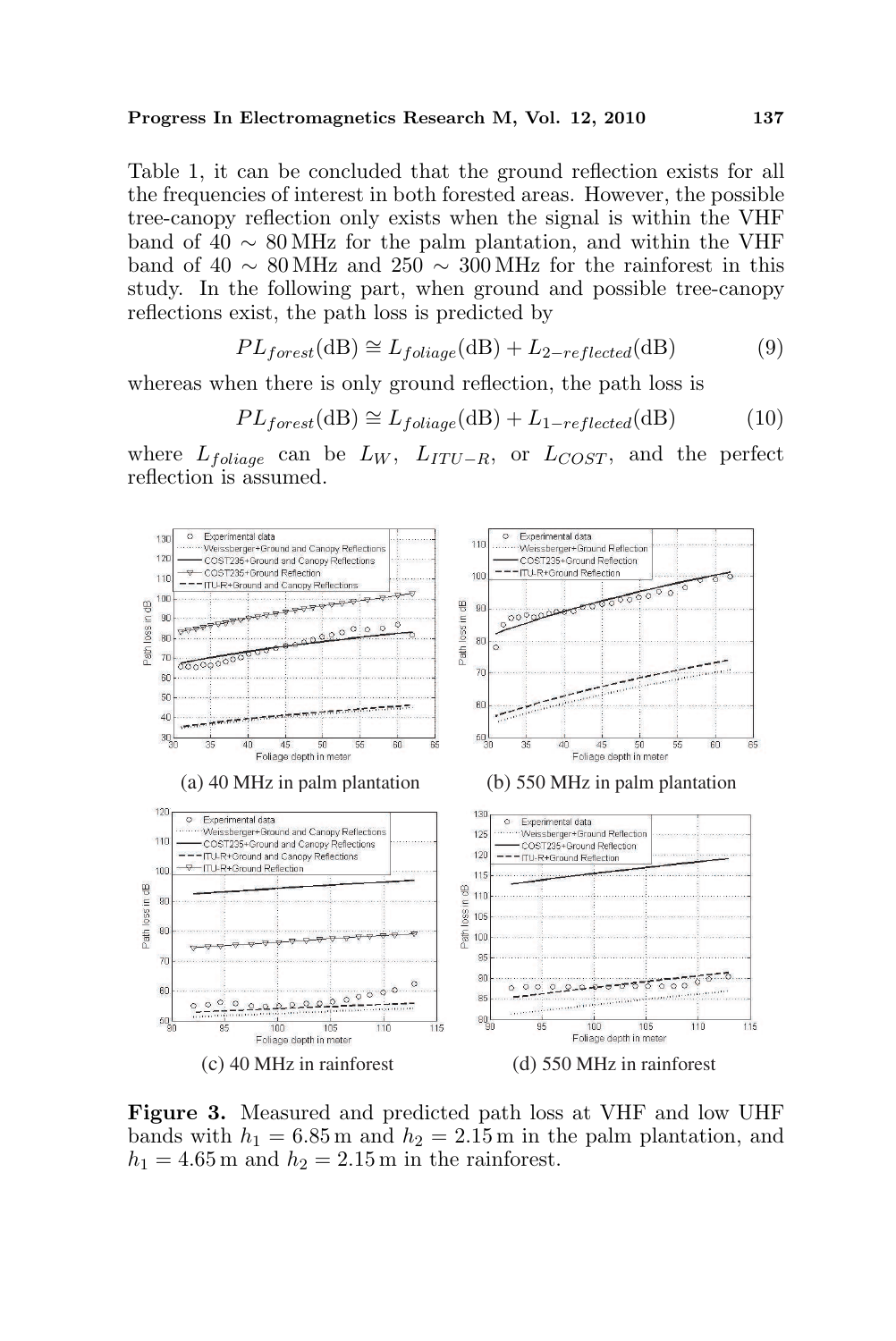Table 1, it can be concluded that the ground reflection exists for all the frequencies of interest in both forested areas. However, the possible tree-canopy reflection only exists when the signal is within the VHF band of 40 $\sim$ 80 MHz for the palm plantation, and within the VHF band of 40 $\sim$ 80 MHz and 250 $\sim$ 300 MHz for the rainforest in this study. In the following part, when ground and possible tree-canopy reflections exist, the path loss is predicted by

$$PL_{forest}(\text{dB}) \cong L_{foliage}(\text{dB}) + L_{2-reflected}(\text{dB}) \tag{9}$$

whereas when there is only ground reflection, the path loss is

$$PL_{forest}(\text{dB}) \cong L_{foliage}(\text{dB}) + L_{1-reflected}(\text{dB}) \tag{10}$$

where $L_{foliage}$ can be $L_W$, $L_{ITU-R}$, or $L_{COST}$, and the perfect reflection is assumed.

(a) 40 MHz in palm plantation

(b) 550 MHz in palm plantation

(c) 40 MHz in rainforest

(d) 550 MHz in rainforest

**Figure 3.** Measured and predicted path loss at VHF and low UHF bands with $h_1 = 6.85$ m and $h_2 = 2.15$ m in the palm plantation, and $h_1 = 4.65$ m and $h_2 = 2.15$ m in the rainforest.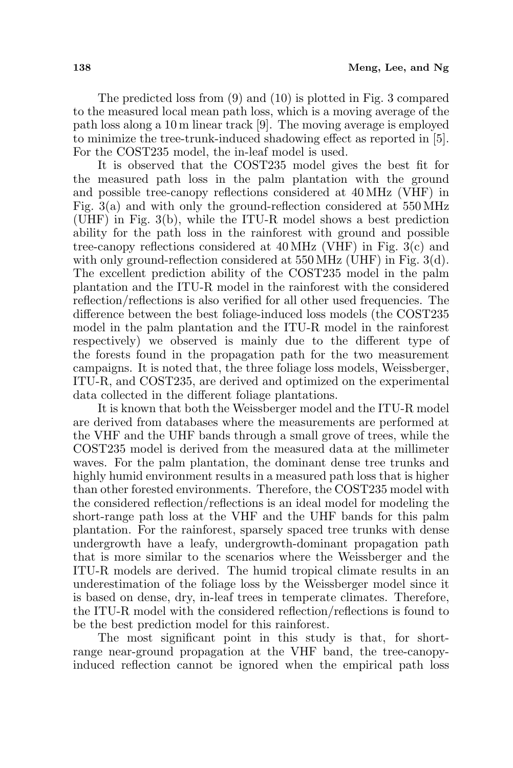The predicted loss from (9) and (10) is plotted in Fig. 3 compared to the measured local mean path loss, which is a moving average of the path loss along a 10 m linear track [9]. The moving average is employed to minimize the tree-trunk-induced shadowing effect as reported in [5]. For the COST235 model, the in-leaf model is used.

It is observed that the COST235 model gives the best fit for the measured path loss in the palm plantation with the ground and possible tree-canopy reflections considered at 40 MHz (VHF) in Fig. 3(a) and with only the ground-reflection considered at 550 MHz (UHF) in Fig. 3(b), while the ITU-R model shows a best prediction ability for the path loss in the rainforest with ground and possible tree-canopy reflections considered at 40 MHz (VHF) in Fig. 3(c) and with only ground-reflection considered at 550 MHz (UHF) in Fig. 3(d). The excellent prediction ability of the COST235 model in the palm plantation and the ITU-R model in the rainforest with the considered reflection/reflections is also verified for all other used frequencies. The difference between the best foliage-induced loss models (the COST235 model in the palm plantation and the ITU-R model in the rainforest respectively) we observed is mainly due to the different type of the forests found in the propagation path for the two measurement campaigns. It is noted that, the three foliage loss models, Weissberger, ITU-R, and COST235, are derived and optimized on the experimental data collected in the different foliage plantations.

It is known that both the Weissberger model and the ITU-R model are derived from databases where the measurements are performed at the VHF and the UHF bands through a small grove of trees, while the COST235 model is derived from the measured data at the millimeter waves. For the palm plantation, the dominant dense tree trunks and highly humid environment results in a measured path loss that is higher than other forested environments. Therefore, the COST235 model with the considered reflection/reflections is an ideal model for modeling the short-range path loss at the VHF and the UHF bands for this palm plantation. For the rainforest, sparsely spaced tree trunks with dense undergrowth have a leafy, undergrowth-dominant propagation path that is more similar to the scenarios where the Weissberger and the ITU-R models are derived. The humid tropical climate results in an underestimation of the foliage loss by the Weissberger model since it is based on dense, dry, in-leaf trees in temperate climates. Therefore, the ITU-R model with the considered reflection/reflections is found to be the best prediction model for this rainforest.

The most significant point in this study is that, for short-range near-ground propagation at the VHF band, the tree-canopy-induced reflection cannot be ignored when the empirical path loss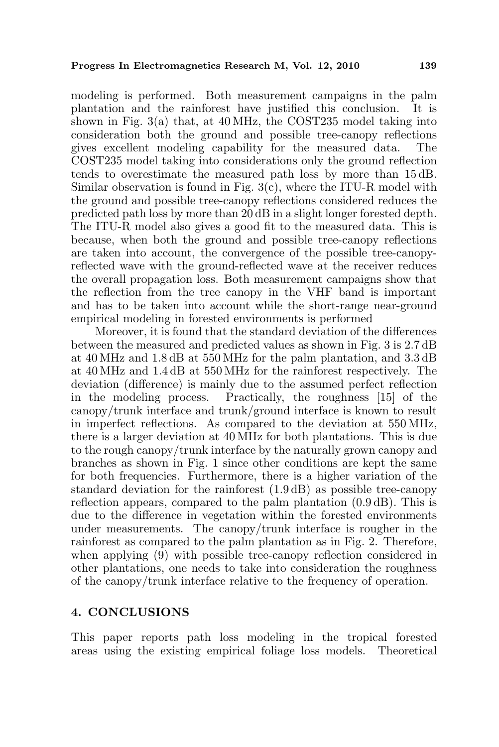modeling is performed. Both measurement campaigns in the palm plantation and the rainforest have justified this conclusion. It is shown in Fig. 3(a) that, at 40 MHz, the COST235 model taking into consideration both the ground and possible tree-canopy reflections gives excellent modeling capability for the measured data. The COST235 model taking into considerations only the ground reflection tends to overestimate the measured path loss by more than 15 dB. Similar observation is found in Fig. 3(c), where the ITU-R model with the ground and possible tree-canopy reflections considered reduces the predicted path loss by more than 20 dB in a slight longer forested depth. The ITU-R model also gives a good fit to the measured data. This is because, when both the ground and possible tree-canopy reflections are taken into account, the convergence of the possible tree-canopy-reflected wave with the ground-reflected wave at the receiver reduces the overall propagation loss. Both measurement campaigns show that the reflection from the tree canopy in the VHF band is important and has to be taken into account while the short-range near-ground empirical modeling in forested environments is performed

Moreover, it is found that the standard deviation of the differences between the measured and predicted values as shown in Fig. 3 is 2.7 dB at 40 MHz and 1.8 dB at 550 MHz for the palm plantation, and 3.3 dB at 40 MHz and 1.4 dB at 550 MHz for the rainforest respectively. The deviation (difference) is mainly due to the assumed perfect reflection in the modeling process. Practically, the roughness [15] of the canopy/trunk interface and trunk/ground interface is known to result in imperfect reflections. As compared to the deviation at 550 MHz, there is a larger deviation at 40 MHz for both plantations. This is due to the rough canopy/trunk interface by the naturally grown canopy and branches as shown in Fig. 1 since other conditions are kept the same for both frequencies. Furthermore, there is a higher variation of the standard deviation for the rainforest (1.9 dB) as possible tree-canopy reflection appears, compared to the palm plantation (0.9 dB). This is due to the difference in vegetation within the forested environments under measurements. The canopy/trunk interface is rougher in the rainforest as compared to the palm plantation as in Fig. 2. Therefore, when applying (9) with possible tree-canopy reflection considered in other plantations, one needs to take into consideration the roughness of the canopy/trunk interface relative to the frequency of operation.

## 4. CONCLUSIONS

This paper reports path loss modeling in the tropical forested areas using the existing empirical foliage loss models. Theoretical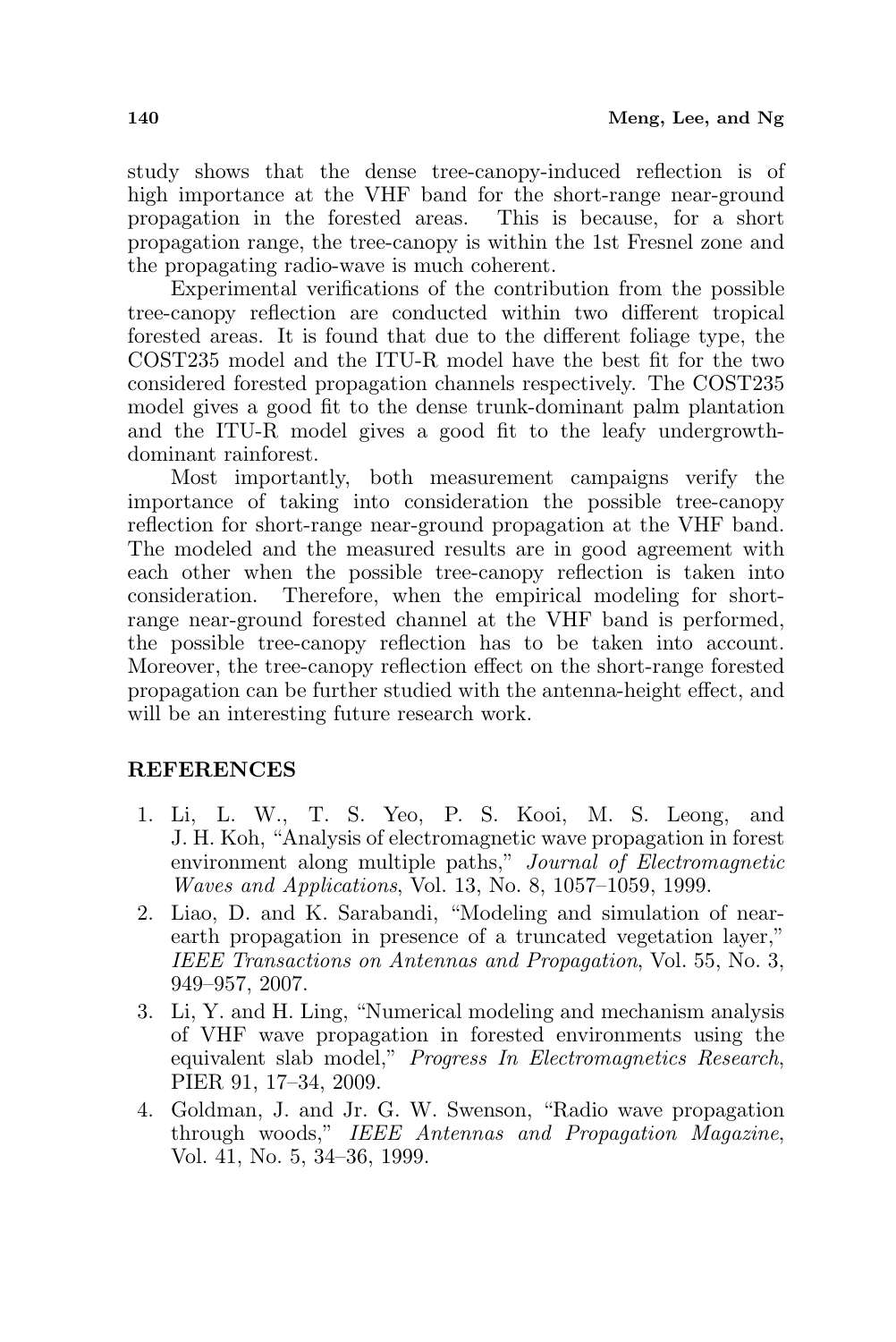study shows that the dense tree-canopy-induced reflection is of high importance at the VHF band for the short-range near-ground propagation in the forested areas. This is because, for a short propagation range, the tree-canopy is within the 1st Fresnel zone and the propagating radio-wave is much coherent.

Experimental verifications of the contribution from the possible tree-canopy reflection are conducted within two different tropical forested areas. It is found that due to the different foliage type, the COST235 model and the ITU-R model have the best fit for the two considered forested propagation channels respectively. The COST235 model gives a good fit to the dense trunk-dominant palm plantation and the ITU-R model gives a good fit to the leafy undergrowth-dominant rainforest.

Most importantly, both measurement campaigns verify the importance of taking into consideration the possible tree-canopy reflection for short-range near-ground propagation at the VHF band. The modeled and the measured results are in good agreement with each other when the possible tree-canopy reflection is taken into consideration. Therefore, when the empirical modeling for short-range near-ground forested channel at the VHF band is performed, the possible tree-canopy reflection has to be taken into account. Moreover, the tree-canopy reflection effect on the short-range forested propagation can be further studied with the antenna-height effect, and will be an interesting future research work.

## REFERENCES

1. Li, L. W., T. S. Yeo, P. S. Kooi, M. S. Leong, and J. H. Koh, "Analysis of electromagnetic wave propagation in forest environment along multiple paths," *Journal of Electromagnetic Waves and Applications*, Vol. 13, No. 8, 1057–1059, 1999.
2. Liao, D. and K. Sarabandi, "Modeling and simulation of near-earth propagation in presence of a truncated vegetation layer," *IEEE Transactions on Antennas and Propagation*, Vol. 55, No. 3, 949–957, 2007.
3. Li, Y. and H. Ling, "Numerical modeling and mechanism analysis of VHF wave propagation in forested environments using the equivalent slab model," *Progress In Electromagnetics Research*, PIER 91, 17–34, 2009.
4. Goldman, J. and Jr. G. W. Swenson, "Radio wave propagation through woods," *IEEE Antennas and Propagation Magazine*, Vol. 41, No. 5, 34–36, 1999.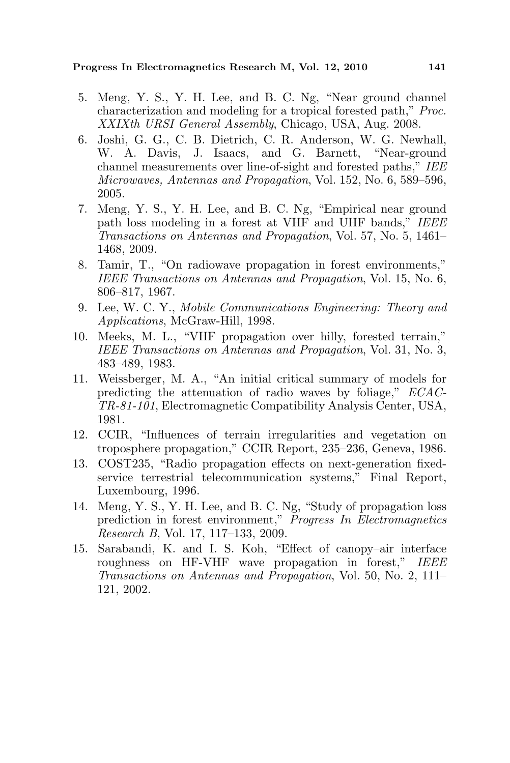5. Meng, Y. S., Y. H. Lee, and B. C. Ng, "Near ground channel characterization and modeling for a tropical forested path," *Proc. XXIXth URSI General Assembly*, Chicago, USA, Aug. 2008.
6. Joshi, G. G., C. B. Dietrich, C. R. Anderson, W. G. Newhall, W. A. Davis, J. Isaacs, and G. Barnett, "Near-ground channel measurements over line-of-sight and forested paths," *IEE Microwaves, Antennas and Propagation*, Vol. 152, No. 6, 589–596, 2005.
7. Meng, Y. S., Y. H. Lee, and B. C. Ng, "Empirical near ground path loss modeling in a forest at VHF and UHF bands," *IEEE Transactions on Antennas and Propagation*, Vol. 57, No. 5, 1461–1468, 2009.
8. Tamir, T., "On radiowave propagation in forest environments," *IEEE Transactions on Antennas and Propagation*, Vol. 15, No. 6, 806–817, 1967.
9. Lee, W. C. Y., *Mobile Communications Engineering: Theory and Applications*, McGraw-Hill, 1998.
10. Meeks, M. L., "VHF propagation over hilly, forested terrain," *IEEE Transactions on Antennas and Propagation*, Vol. 31, No. 3, 483–489, 1983.
11. Weissberger, M. A., "An initial critical summary of models for predicting the attenuation of radio waves by foliage," *ECAC-TR-81-101*, Electromagnetic Compatibility Analysis Center, USA, 1981.
12. CCIR, "Influences of terrain irregularities and vegetation on troposphere propagation," CCIR Report, 235–236, Geneva, 1986.
13. COST235, "Radio propagation effects on next-generation fixed-service terrestrial telecommunication systems," Final Report, Luxembourg, 1996.
14. Meng, Y. S., Y. H. Lee, and B. C. Ng, "Study of propagation loss prediction in forest environment," *Progress In Electromagnetics Research B*, Vol. 17, 117–133, 2009.
15. Sarabandi, K. and I. S. Koh, "Effect of canopy–air interface roughness on HF-VHF wave propagation in forest," *IEEE Transactions on Antennas and Propagation*, Vol. 50, No. 2, 111–121, 2002.